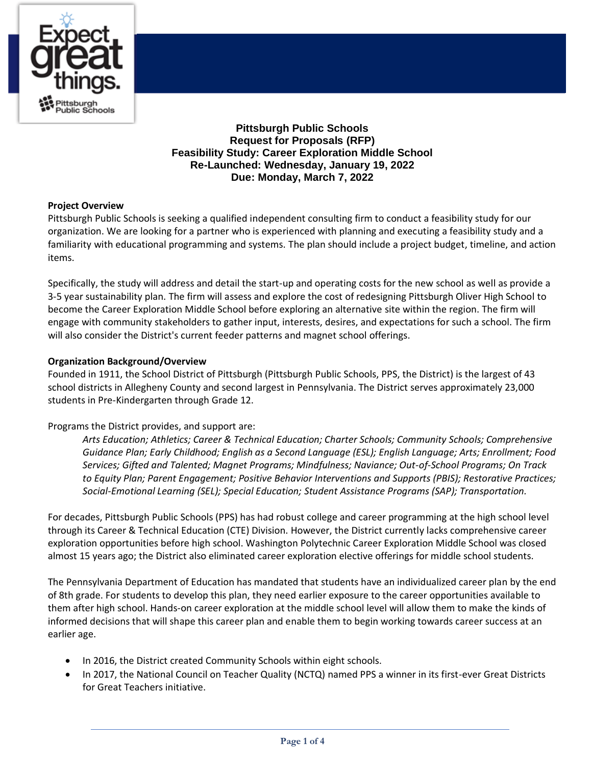# Pittsburgh Public Schools
## Request for Proposals (RFP)
## Feasibility Study: Career Exploration Middle School
**Re-Launched: Wednesday, January 19, 2022**
**Due: Monday, March 7, 2022**

### Project Overview

Pittsburgh Public Schools is seeking a qualified independent consulting firm to conduct a feasibility study for our organization. We are looking for a partner who is experienced with planning and executing a feasibility study and a familiarity with educational programming and systems. The plan should include a project budget, timeline, and action items.

Specifically, the study will address and detail the start-up and operating costs for the new school as well as provide a 3-5 year sustainability plan. The firm will assess and explore the cost of redesigning Pittsburgh Oliver High School to become the Career Exploration Middle School before exploring an alternative site within the region. The firm will engage with community stakeholders to gather input, interests, desires, and expectations for such a school. The firm will also consider the District's current feeder patterns and magnet school offerings.

### Organization Background/Overview

Founded in 1911, the School District of Pittsburgh (Pittsburgh Public Schools, PPS, the District) is the largest of 43 school districts in Allegheny County and second largest in Pennsylvania. The District serves approximately 23,000 students in Pre-Kindergarten through Grade 12.

Programs the District provides, and support are:

> *Arts Education; Athletics; Career & Technical Education; Charter Schools; Community Schools; Comprehensive Guidance Plan; Early Childhood; English as a Second Language (ESL); English Language; Arts; Enrollment; Food Services; Gifted and Talented; Magnet Programs; Mindfulness; Naviance; Out-of-School Programs; On Track to Equity Plan; Parent Engagement; Positive Behavior Interventions and Supports (PBIS); Restorative Practices; Social-Emotional Learning (SEL); Special Education; Student Assistance Programs (SAP); Transportation.*

For decades, Pittsburgh Public Schools (PPS) has had robust college and career programming at the high school level through its Career & Technical Education (CTE) Division. However, the District currently lacks comprehensive career exploration opportunities before high school. Washington Polytechnic Career Exploration Middle School was closed almost 15 years ago; the District also eliminated career exploration elective offerings for middle school students.

The Pennsylvania Department of Education has mandated that students have an individualized career plan by the end of 8th grade. For students to develop this plan, they need earlier exposure to the career opportunities available to them after high school. Hands-on career exploration at the middle school level will allow them to make the kinds of informed decisions that will shape this career plan and enable them to begin working towards career success at an earlier age.

- In 2016, the District created Community Schools within eight schools.
- In 2017, the National Council on Teacher Quality (NCTQ) named PPS a winner in its first-ever Great Districts for Great Teachers initiative.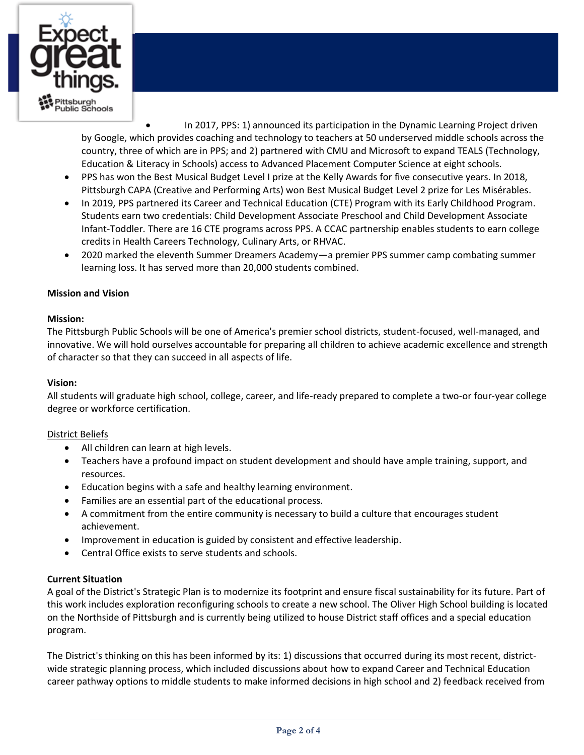- In 2017, PPS: 1) announced its participation in the Dynamic Learning Project driven by Google, which provides coaching and technology to teachers at 50 underserved middle schools across the country, three of which are in PPS; and 2) partnered with CMU and Microsoft to expand TEALS (Technology, Education & Literacy in Schools) access to Advanced Placement Computer Science at eight schools.
- PPS has won the Best Musical Budget Level I prize at the Kelly Awards for five consecutive years. In 2018, Pittsburgh CAPA (Creative and Performing Arts) won Best Musical Budget Level 2 prize for Les Misérables.
- In 2019, PPS partnered its Career and Technical Education (CTE) Program with its Early Childhood Program. Students earn two credentials: Child Development Associate Preschool and Child Development Associate Infant-Toddler. There are 16 CTE programs across PPS. A CCAC partnership enables students to earn college credits in Health Careers Technology, Culinary Arts, or RHVAC.
- 2020 marked the eleventh Summer Dreamers Academy—a premier PPS summer camp combating summer learning loss. It has served more than 20,000 students combined.

**Mission and Vision**

**Mission:**
The Pittsburgh Public Schools will be one of America's premier school districts, student-focused, well-managed, and innovative. We will hold ourselves accountable for preparing all children to achieve academic excellence and strength of character so that they can succeed in all aspects of life.

**Vision:**
All students will graduate high school, college, career, and life-ready prepared to complete a two-or four-year college degree or workforce certification.

<u>District Beliefs</u>

- All children can learn at high levels.
- Teachers have a profound impact on student development and should have ample training, support, and resources.
- Education begins with a safe and healthy learning environment.
- Families are an essential part of the educational process.
- A commitment from the entire community is necessary to build a culture that encourages student achievement.
- Improvement in education is guided by consistent and effective leadership.
- Central Office exists to serve students and schools.

**Current Situation**
A goal of the District's Strategic Plan is to modernize its footprint and ensure fiscal sustainability for its future. Part of this work includes exploration reconfiguring schools to create a new school. The Oliver High School building is located on the Northside of Pittsburgh and is currently being utilized to house District staff offices and a special education program.

The District's thinking on this has been informed by its: 1) discussions that occurred during its most recent, district-wide strategic planning process, which included discussions about how to expand Career and Technical Education career pathway options to middle students to make informed decisions in high school and 2) feedback received from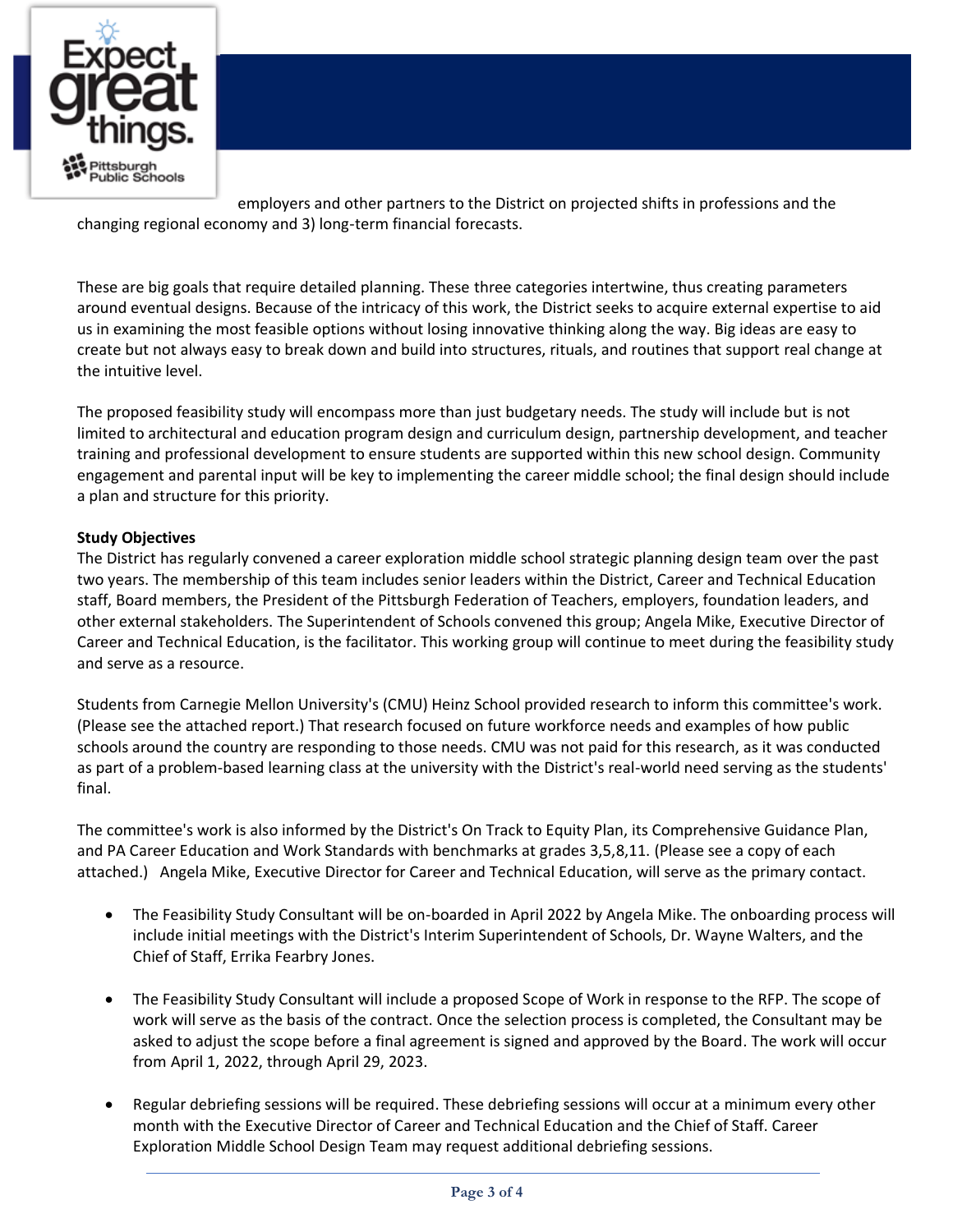employers and other partners to the District on projected shifts in professions and the changing regional economy and 3) long-term financial forecasts.

These are big goals that require detailed planning. These three categories intertwine, thus creating parameters around eventual designs. Because of the intricacy of this work, the District seeks to acquire external expertise to aid us in examining the most feasible options without losing innovative thinking along the way. Big ideas are easy to create but not always easy to break down and build into structures, rituals, and routines that support real change at the intuitive level.

The proposed feasibility study will encompass more than just budgetary needs. The study will include but is not limited to architectural and education program design and curriculum design, partnership development, and teacher training and professional development to ensure students are supported within this new school design. Community engagement and parental input will be key to implementing the career middle school; the final design should include a plan and structure for this priority.

**Study Objectives**

The District has regularly convened a career exploration middle school strategic planning design team over the past two years. The membership of this team includes senior leaders within the District, Career and Technical Education staff, Board members, the President of the Pittsburgh Federation of Teachers, employers, foundation leaders, and other external stakeholders. The Superintendent of Schools convened this group; Angela Mike, Executive Director of Career and Technical Education, is the facilitator. This working group will continue to meet during the feasibility study and serve as a resource.

Students from Carnegie Mellon University's (CMU) Heinz School provided research to inform this committee's work. (Please see the attached report.) That research focused on future workforce needs and examples of how public schools around the country are responding to those needs. CMU was not paid for this research, as it was conducted as part of a problem-based learning class at the university with the District's real-world need serving as the students' final.

The committee's work is also informed by the District's On Track to Equity Plan, its Comprehensive Guidance Plan, and PA Career Education and Work Standards with benchmarks at grades 3,5,8,11. (Please see a copy of each attached.) Angela Mike, Executive Director for Career and Technical Education, will serve as the primary contact.

- The Feasibility Study Consultant will be on-boarded in April 2022 by Angela Mike. The onboarding process will include initial meetings with the District's Interim Superintendent of Schools, Dr. Wayne Walters, and the Chief of Staff, Errika Fearbry Jones.

- The Feasibility Study Consultant will include a proposed Scope of Work in response to the RFP. The scope of work will serve as the basis of the contract. Once the selection process is completed, the Consultant may be asked to adjust the scope before a final agreement is signed and approved by the Board. The work will occur from April 1, 2022, through April 29, 2023.

- Regular debriefing sessions will be required. These debriefing sessions will occur at a minimum every other month with the Executive Director of Career and Technical Education and the Chief of Staff. Career Exploration Middle School Design Team may request additional debriefing sessions.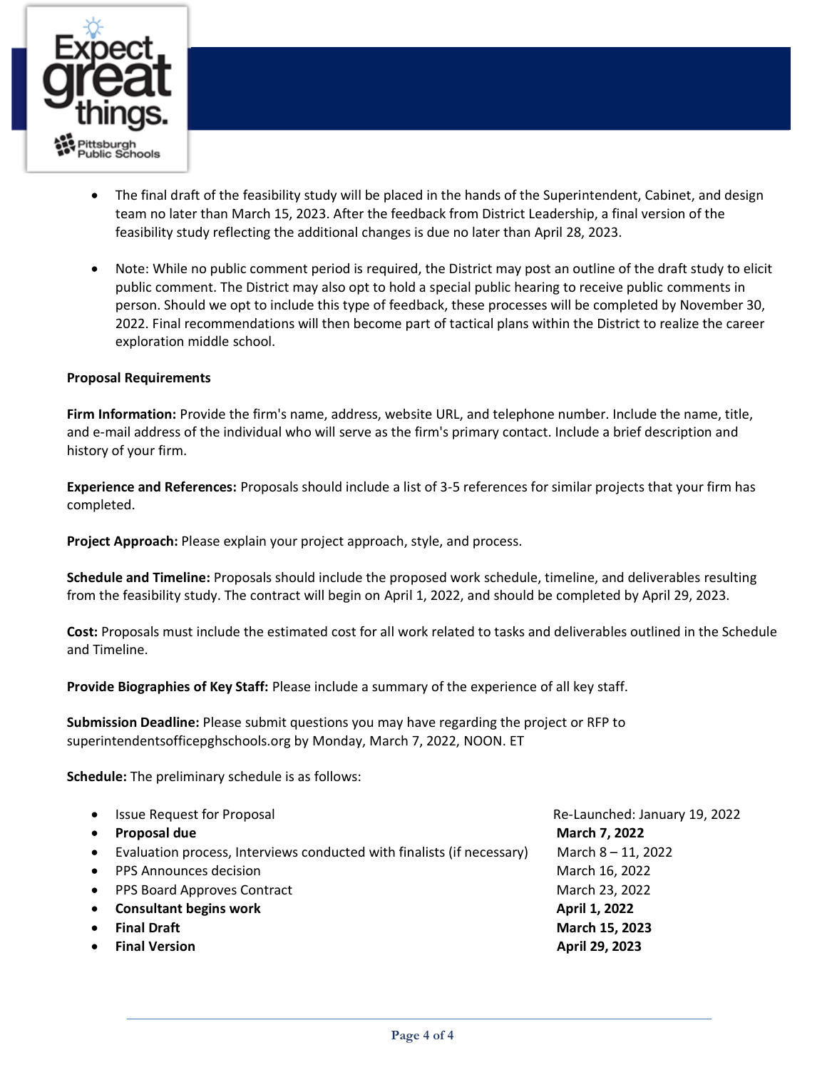- The final draft of the feasibility study will be placed in the hands of the Superintendent, Cabinet, and design team no later than March 15, 2023. After the feedback from District Leadership, a final version of the feasibility study reflecting the additional changes is due no later than April 28, 2023.

- Note: While no public comment period is required, the District may post an outline of the draft study to elicit public comment. The District may also opt to hold a special public hearing to receive public comments in person. Should we opt to include this type of feedback, these processes will be completed by November 30, 2022. Final recommendations will then become part of tactical plans within the District to realize the career exploration middle school.

**Proposal Requirements**

**Firm Information:** Provide the firm's name, address, website URL, and telephone number. Include the name, title, and e-mail address of the individual who will serve as the firm's primary contact. Include a brief description and history of your firm.

**Experience and References:** Proposals should include a list of 3-5 references for similar projects that your firm has completed.

**Project Approach:** Please explain your project approach, style, and process.

**Schedule and Timeline:** Proposals should include the proposed work schedule, timeline, and deliverables resulting from the feasibility study. The contract will begin on April 1, 2022, and should be completed by April 29, 2023.

**Cost:** Proposals must include the estimated cost for all work related to tasks and deliverables outlined in the Schedule and Timeline.

**Provide Biographies of Key Staff:** Please include a summary of the experience of all key staff.

**Submission Deadline:** Please submit questions you may have regarding the project or RFP to superintendentsofficepghschools.org by Monday, March 7, 2022, NOON. ET

**Schedule:** The preliminary schedule is as follows:

- Issue Request for Proposal — Re-Launched: January 19, 2022
- **Proposal due** — **March 7, 2022**
- Evaluation process, Interviews conducted with finalists (if necessary) — March 8 – 11, 2022
- PPS Announces decision — March 16, 2022
- PPS Board Approves Contract — March 23, 2022
- **Consultant begins work** — **April 1, 2022**
- **Final Draft** — **March 15, 2023**
- **Final Version** — **April 29, 2023**